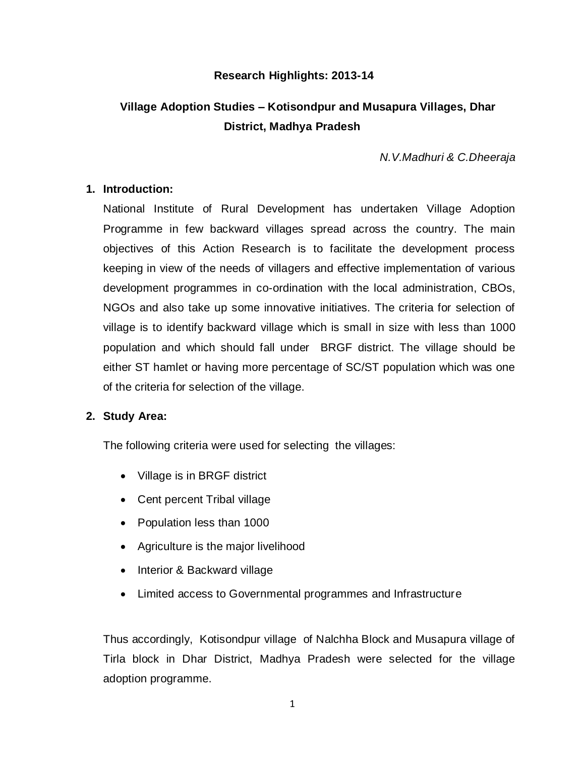**Research Highlights: 2013-14**

# Village Adoption Studies – Kotisondpur and Musapura Villages, Dhar District, Madhya Pradesh

*N.V.Madhuri & C.Dheeraja*

## 1. Introduction:

National Institute of Rural Development has undertaken Village Adoption Programme in few backward villages spread across the country. The main objectives of this Action Research is to facilitate the development process keeping in view of the needs of villagers and effective implementation of various development programmes in co-ordination with the local administration, CBOs, NGOs and also take up some innovative initiatives. The criteria for selection of village is to identify backward village which is small in size with less than 1000 population and which should fall under BRGF district. The village should be either ST hamlet or having more percentage of SC/ST population which was one of the criteria for selection of the village.

## 2. Study Area:

The following criteria were used for selecting the villages:

- Village is in BRGF district
- Cent percent Tribal village
- Population less than 1000
- Agriculture is the major livelihood
- Interior & Backward village
- Limited access to Governmental programmes and Infrastructure

Thus accordingly, Kotisondpur village of Nalchha Block and Musapura village of Tirla block in Dhar District, Madhya Pradesh were selected for the village adoption programme.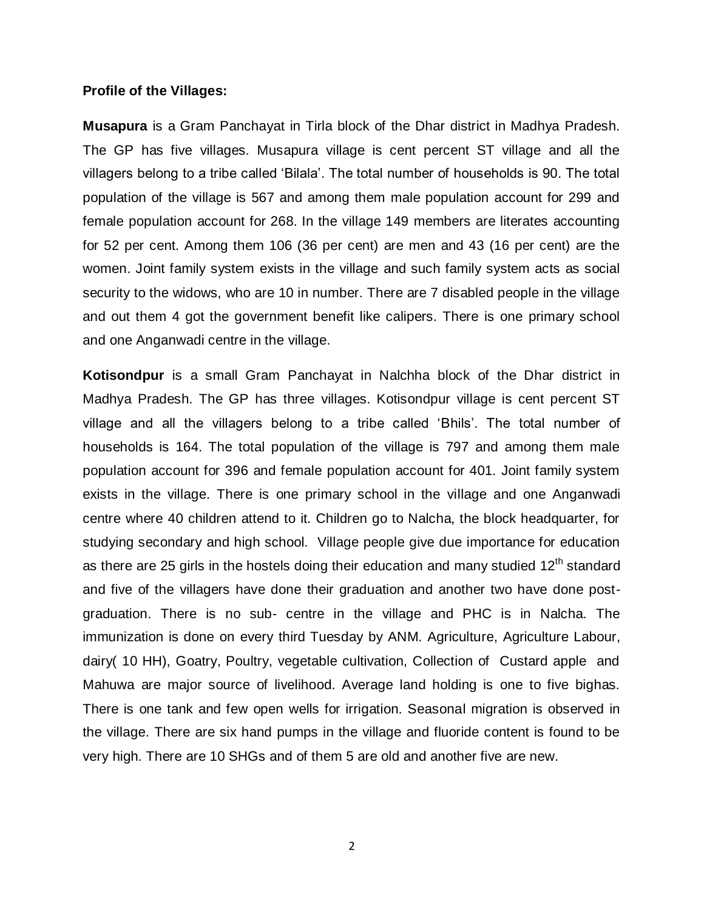**Profile of the Villages:**

**Musapura** is a Gram Panchayat in Tirla block of the Dhar district in Madhya Pradesh. The GP has five villages. Musapura village is cent percent ST village and all the villagers belong to a tribe called 'Bilala'. The total number of households is 90. The total population of the village is 567 and among them male population account for 299 and female population account for 268. In the village 149 members are literates accounting for 52 per cent. Among them 106 (36 per cent) are men and 43 (16 per cent) are the women. Joint family system exists in the village and such family system acts as social security to the widows, who are 10 in number. There are 7 disabled people in the village and out them 4 got the government benefit like calipers. There is one primary school and one Anganwadi centre in the village.

**Kotisondpur** is a small Gram Panchayat in Nalchha block of the Dhar district in Madhya Pradesh. The GP has three villages. Kotisondpur village is cent percent ST village and all the villagers belong to a tribe called 'Bhils'. The total number of households is 164. The total population of the village is 797 and among them male population account for 396 and female population account for 401. Joint family system exists in the village. There is one primary school in the village and one Anganwadi centre where 40 children attend to it. Children go to Nalcha, the block headquarter, for studying secondary and high school. Village people give due importance for education as there are 25 girls in the hostels doing their education and many studied 12th standard and five of the villagers have done their graduation and another two have done post-graduation. There is no sub- centre in the village and PHC is in Nalcha. The immunization is done on every third Tuesday by ANM. Agriculture, Agriculture Labour, dairy( 10 HH), Goatry, Poultry, vegetable cultivation, Collection of Custard apple and Mahuwa are major source of livelihood. Average land holding is one to five bighas. There is one tank and few open wells for irrigation. Seasonal migration is observed in the village. There are six hand pumps in the village and fluoride content is found to be very high. There are 10 SHGs and of them 5 are old and another five are new.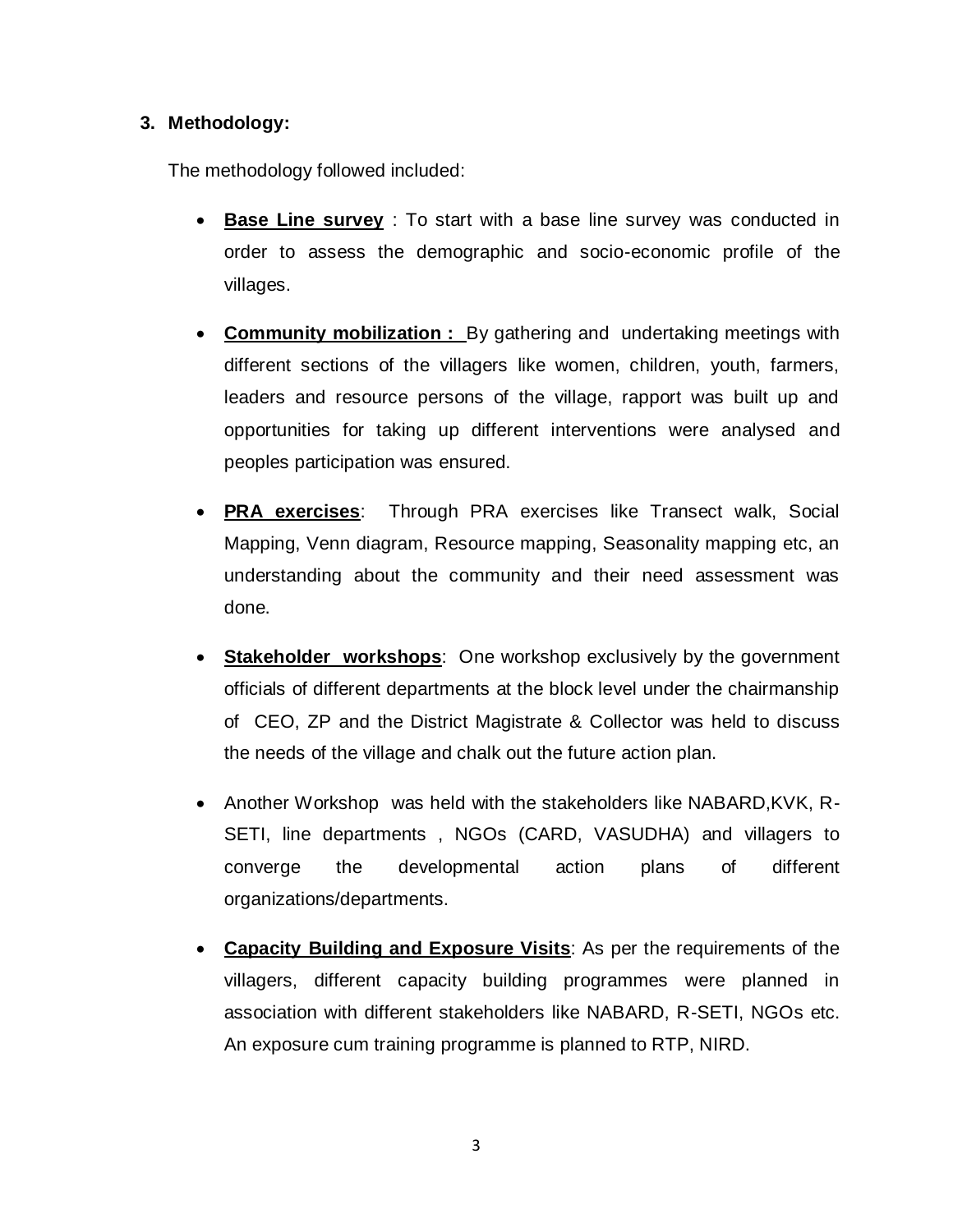## 3. Methodology:

The methodology followed included:

- **Base Line survey** : To start with a base line survey was conducted in order to assess the demographic and socio-economic profile of the villages.

- **Community mobilization :** By gathering and undertaking meetings with different sections of the villagers like women, children, youth, farmers, leaders and resource persons of the village, rapport was built up and opportunities for taking up different interventions were analysed and peoples participation was ensured.

- **PRA exercises**: Through PRA exercises like Transect walk, Social Mapping, Venn diagram, Resource mapping, Seasonality mapping etc, an understanding about the community and their need assessment was done.

- **Stakeholder workshops**: One workshop exclusively by the government officials of different departments at the block level under the chairmanship of CEO, ZP and the District Magistrate & Collector was held to discuss the needs of the village and chalk out the future action plan.

- Another Workshop was held with the stakeholders like NABARD,KVK, R-SETI, line departments , NGOs (CARD, VASUDHA) and villagers to converge the developmental action plans of different organizations/departments.

- **Capacity Building and Exposure Visits**: As per the requirements of the villagers, different capacity building programmes were planned in association with different stakeholders like NABARD, R-SETI, NGOs etc. An exposure cum training programme is planned to RTP, NIRD.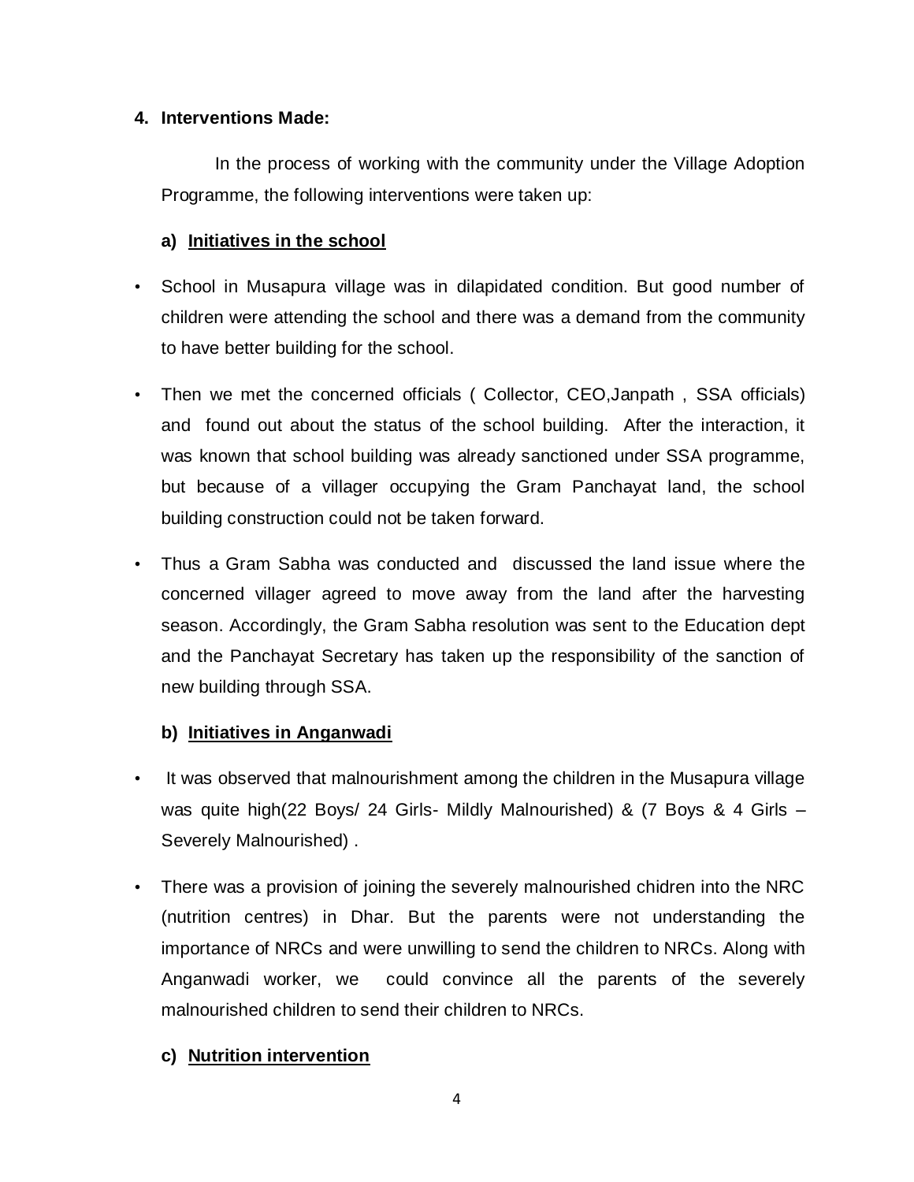## 4. Interventions Made:

In the process of working with the community under the Village Adoption Programme, the following interventions were taken up:

### a) <u>Initiatives in the school</u>

- School in Musapura village was in dilapidated condition. But good number of children were attending the school and there was a demand from the community to have better building for the school.
- Then we met the concerned officials ( Collector, CEO,Janpath , SSA officials) and found out about the status of the school building. After the interaction, it was known that school building was already sanctioned under SSA programme, but because of a villager occupying the Gram Panchayat land, the school building construction could not be taken forward.
- Thus a Gram Sabha was conducted and discussed the land issue where the concerned villager agreed to move away from the land after the harvesting season. Accordingly, the Gram Sabha resolution was sent to the Education dept and the Panchayat Secretary has taken up the responsibility of the sanction of new building through SSA.

### b) <u>Initiatives in Anganwadi</u>

- It was observed that malnourishment among the children in the Musapura village was quite high(22 Boys/ 24 Girls- Mildly Malnourished) & (7 Boys & 4 Girls – Severely Malnourished) .
- There was a provision of joining the severely malnourished chidren into the NRC (nutrition centres) in Dhar. But the parents were not understanding the importance of NRCs and were unwilling to send the children to NRCs. Along with Anganwadi worker, we could convince all the parents of the severely malnourished children to send their children to NRCs.

### c) <u>Nutrition intervention</u>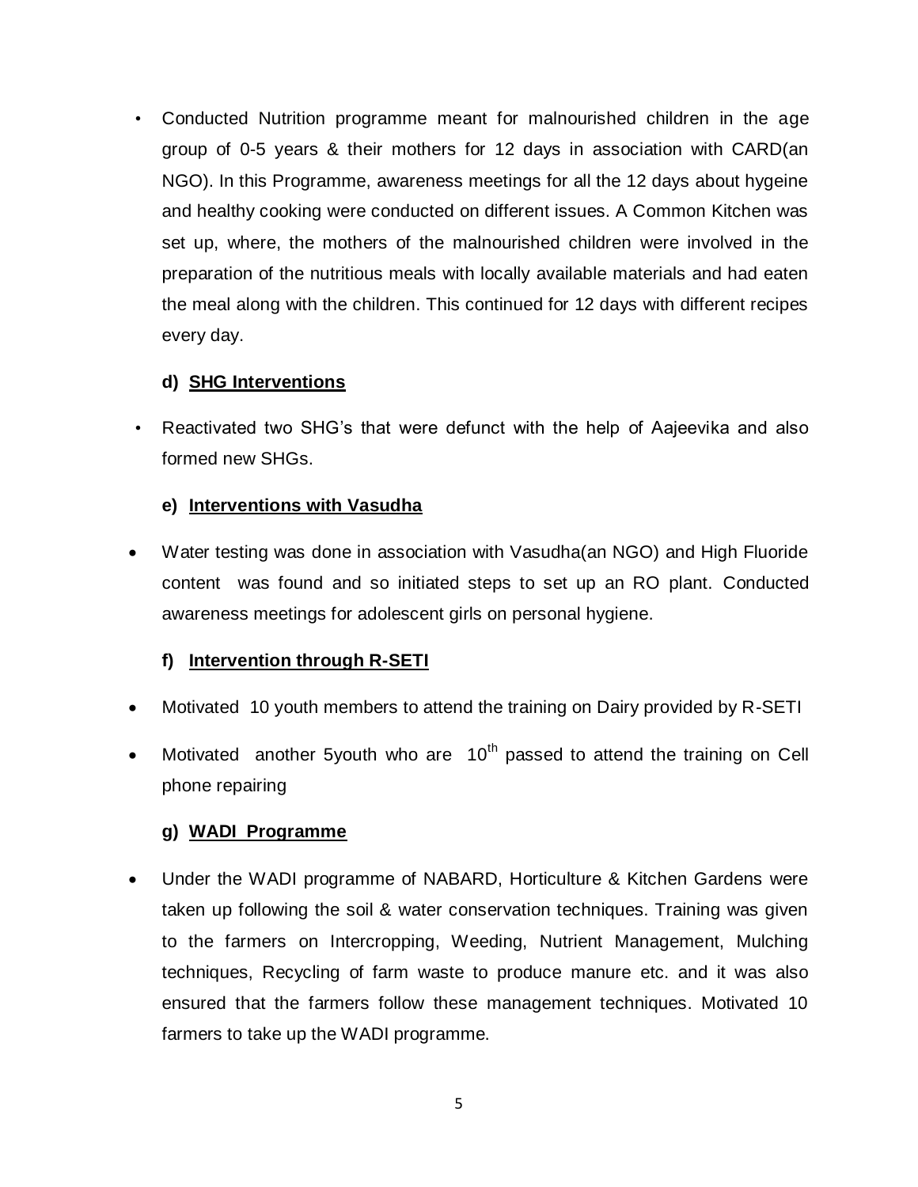- Conducted Nutrition programme meant for malnourished children in the age group of 0-5 years & their mothers for 12 days in association with CARD(an NGO). In this Programme, awareness meetings for all the 12 days about hygeine and healthy cooking were conducted on different issues. A Common Kitchen was set up, where, the mothers of the malnourished children were involved in the preparation of the nutritious meals with locally available materials and had eaten the meal along with the children. This continued for 12 days with different recipes every day.

**d) SHG Interventions**

- Reactivated two SHG's that were defunct with the help of Aajeevika and also formed new SHGs.

**e) Interventions with Vasudha**

- Water testing was done in association with Vasudha(an NGO) and High Fluoride content was found and so initiated steps to set up an RO plant. Conducted awareness meetings for adolescent girls on personal hygiene.

**f) Intervention through R-SETI**

- Motivated 10 youth members to attend the training on Dairy provided by R-SETI
- Motivated another 5youth who are $10^{th}$ passed to attend the training on Cell phone repairing

**g) WADI Programme**

- Under the WADI programme of NABARD, Horticulture & Kitchen Gardens were taken up following the soil & water conservation techniques. Training was given to the farmers on Intercropping, Weeding, Nutrient Management, Mulching techniques, Recycling of farm waste to produce manure etc. and it was also ensured that the farmers follow these management techniques. Motivated 10 farmers to take up the WADI programme.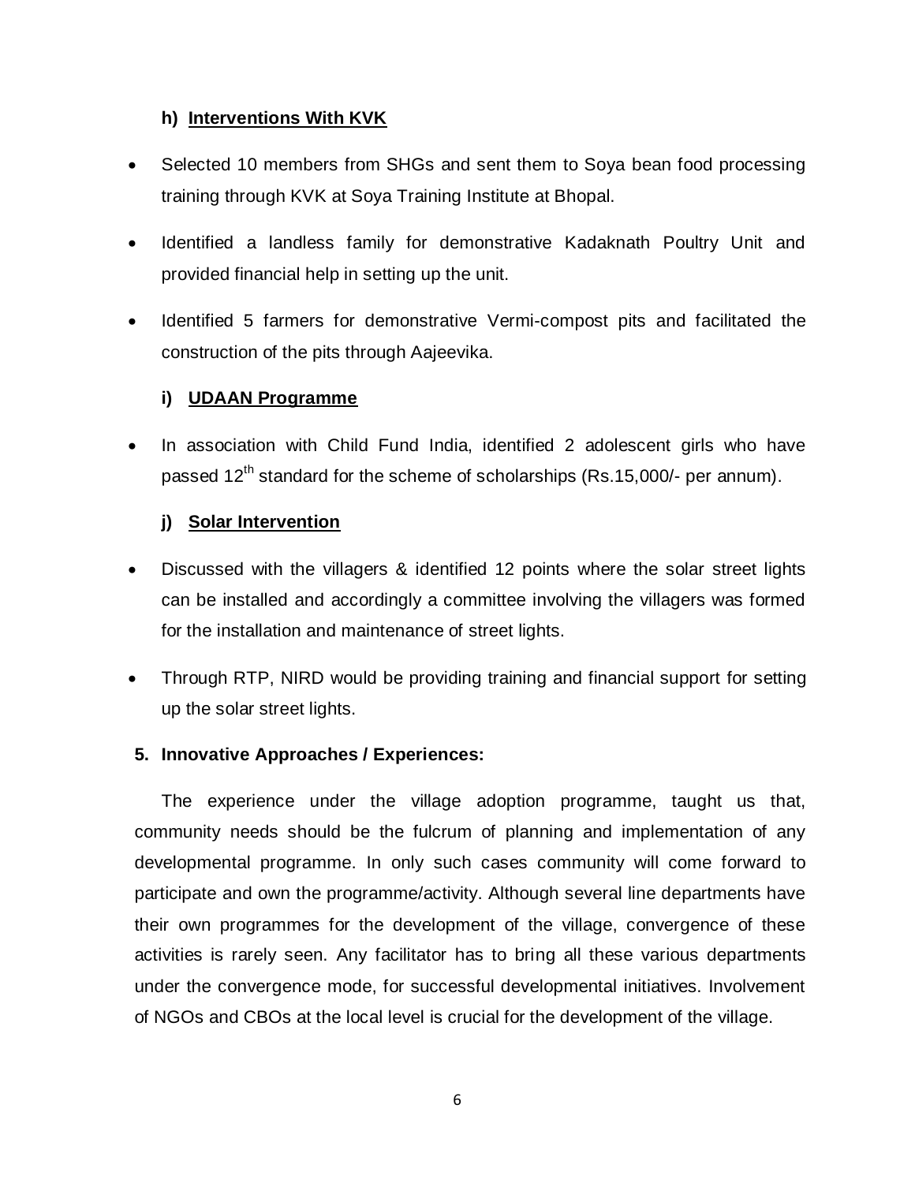### h) Interventions With KVK

- Selected 10 members from SHGs and sent them to Soya bean food processing training through KVK at Soya Training Institute at Bhopal.
- Identified a landless family for demonstrative Kadaknath Poultry Unit and provided financial help in setting up the unit.
- Identified 5 farmers for demonstrative Vermi-compost pits and facilitated the construction of the pits through Aajeevika.

### i) UDAAN Programme

- In association with Child Fund India, identified 2 adolescent girls who have passed 12th standard for the scheme of scholarships (Rs.15,000/- per annum).

### j) Solar Intervention

- Discussed with the villagers & identified 12 points where the solar street lights can be installed and accordingly a committee involving the villagers was formed for the installation and maintenance of street lights.
- Through RTP, NIRD would be providing training and financial support for setting up the solar street lights.

## 5. Innovative Approaches / Experiences:

The experience under the village adoption programme, taught us that, community needs should be the fulcrum of planning and implementation of any developmental programme. In only such cases community will come forward to participate and own the programme/activity. Although several line departments have their own programmes for the development of the village, convergence of these activities is rarely seen. Any facilitator has to bring all these various departments under the convergence mode, for successful developmental initiatives. Involvement of NGOs and CBOs at the local level is crucial for the development of the village.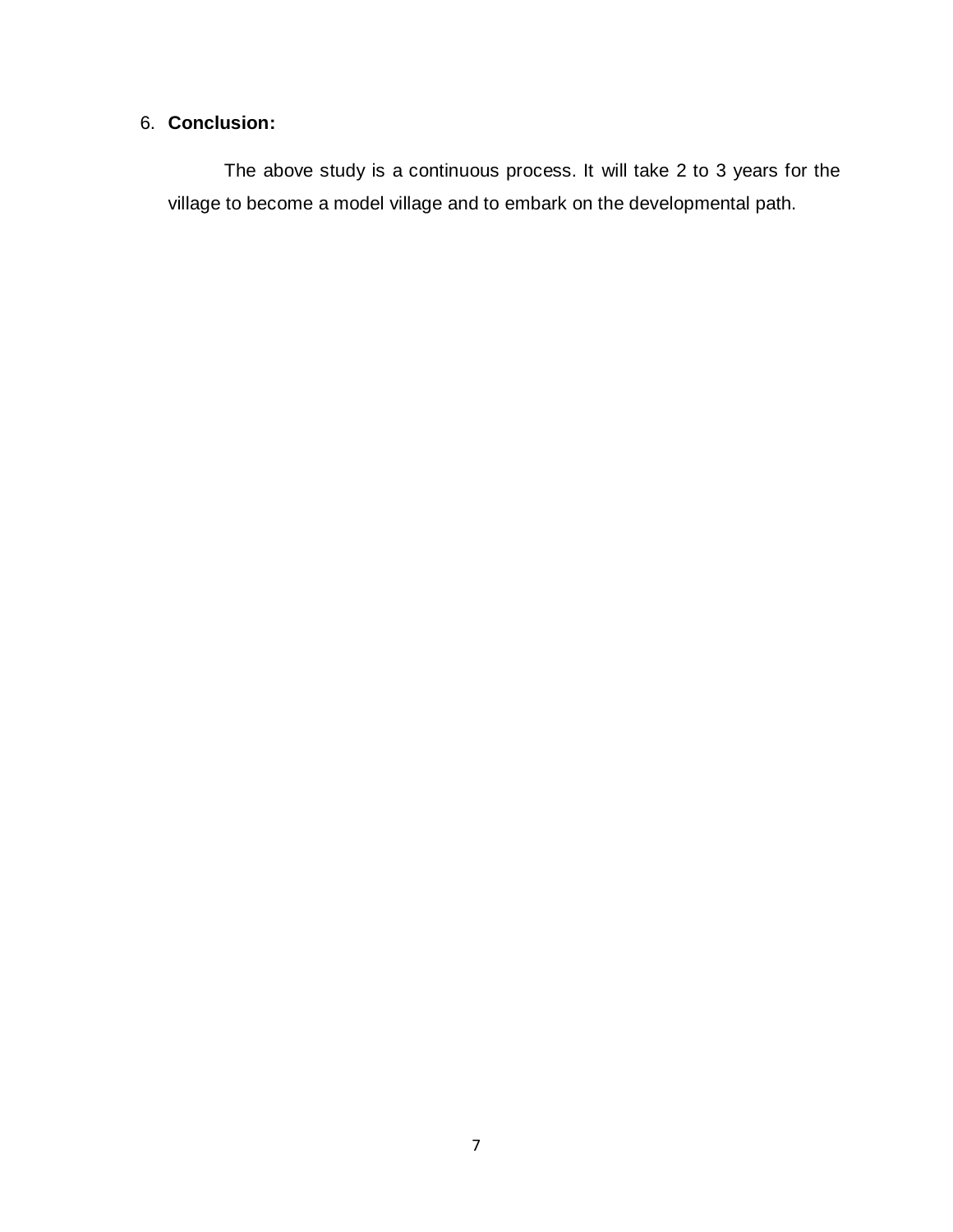## 6. **Conclusion:**

The above study is a continuous process. It will take 2 to 3 years for the village to become a model village and to embark on the developmental path.